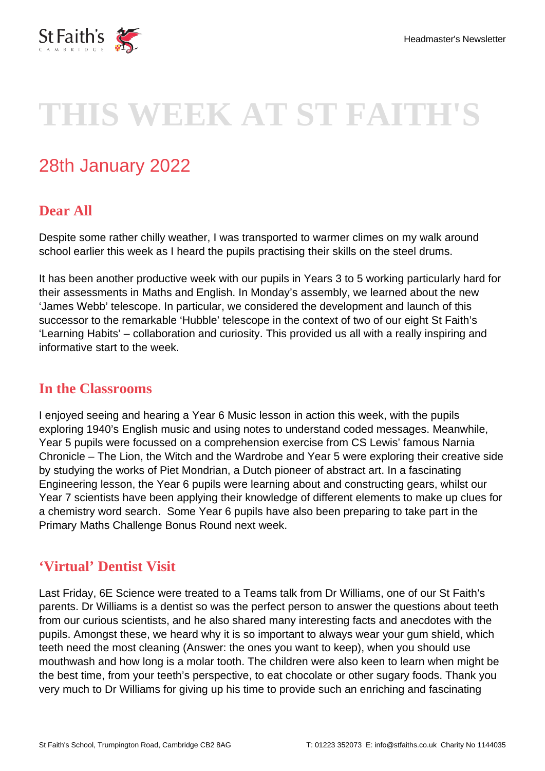# THIS WEEK AT ST FAITH'S

## 28th January 2022

### Dear All

Despite some rather chilly weather, I was transported to warmer climes on my walk around school earlier this week as I heard the pupils practising their skills on the steel drums.

It has been another productive week with our pupils in Years 3 to 5 working particularly hard for their assessments in Maths and English. In Monday's assembly, we learned about the new 'James Webb' telescope. In particular, we considered the development and launch of this successor to the remarkable 'Hubble' telescope in the context of two of our eight St Faith's 'Learning Habits' – collaboration and curiosity. This provided us all with a really inspiring and informative start to the week.

### In the Classrooms

I enjoyed seeing and hearing a Year 6 Music lesson in action this week, with the pupils exploring 1940's English music and using notes to understand coded messages. Meanwhile, Year 5 pupils were focussed on a comprehension exercise from CS Lewis' famous Narnia Chronicle – The Lion, the Witch and the Wardrobe and Year 5 were exploring their creative side by studying the works of Piet Mondrian, a Dutch pioneer of abstract art. In a fascinating Engineering lesson, the Year 6 pupils were learning about and constructing gears, whilst our Year 7 scientists have been applying their knowledge of different elements to make up clues for a chemistry word search. Some Year 6 pupils have also been preparing to take part in the Primary Maths Challenge Bonus Round next week.

### 'Virtual' Dentist Visit

Last Friday, 6E Science were treated to a Teams talk from Dr Williams, one of our St Faith's parents. Dr Williams is a dentist so was the perfect person to answer the questions about teeth from our curious scientists, and he also shared many interesting facts and anecdotes with the pupils. Amongst these, we heard why it is so important to always wear your gum shield, which teeth need the most cleaning (Answer: the ones you want to keep), when you should use mouthwash and how long is a molar tooth. The children were also keen to learn when might be the best time, from your teeth's perspective, to eat chocolate or other sugary foods. Thank you very much to Dr Williams for giving up his time to provide such an enriching and fascinating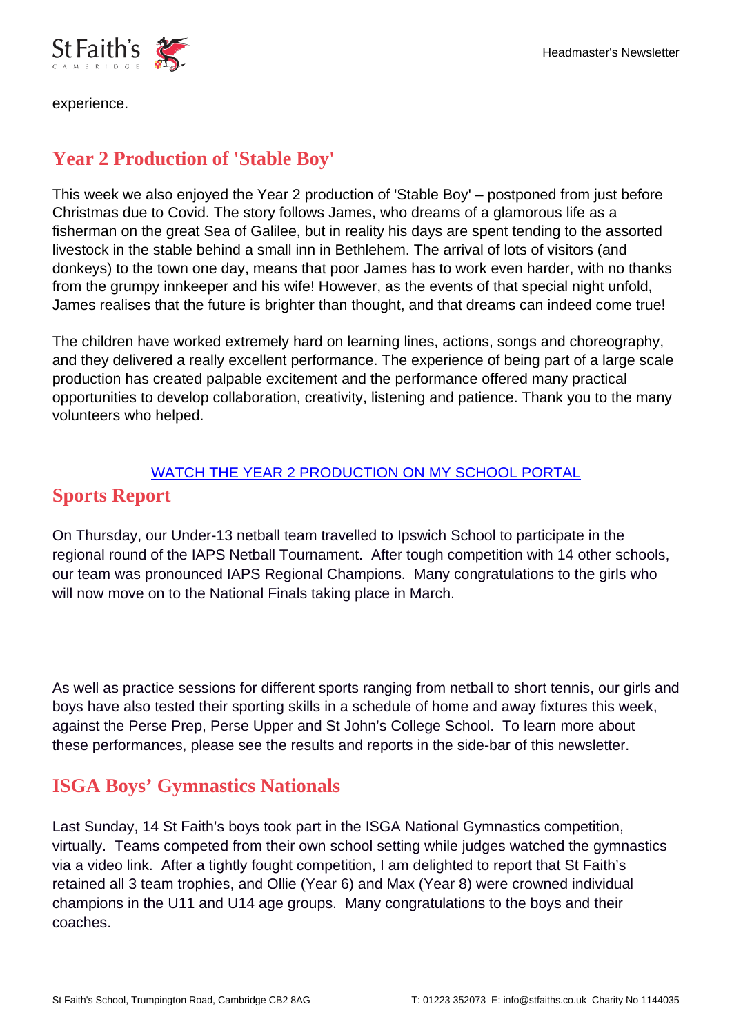experience.

## Year 2 Production of 'Stable Boy'

This week we also enjoyed the Year 2 production of 'Stable Boy' – postponed from just before Christmas due to Covid. The story follows James, who dreams of a glamorous life as a fisherman on the great Sea of Galilee, but in reality his days are spent tending to the assorted livestock in the stable behind a small inn in Bethlehem. The arrival of lots of visitors (and donkeys) to the town one day, means that poor James has to work even harder, with no thanks from the grumpy innkeeper and his wife! However, as the events of that special night unfold, James realises that the future is brighter than thought, and that dreams can indeed come true!

The children have worked extremely hard on learning lines, actions, songs and choreography, and they delivered a really excellent performance. The experience of being part of a large scale production has created palpable excitement and the performance offered many practical opportunities to develop collaboration, creativity, listening and patience. Thank you to the many volunteers who helped.

WATCH THE YEAR 2 PRODUCTION ON MY SCHOOL PORTAL

## Sports Report

On Thursday, our Under-13 netball team travelled to Ipswich School to participate in the regional round of the IAPS Netball Tournament. After tough competition with 14 other schools, our team was pronounced IAPS Regional Champions. Many congratulations to the girls who will now move on to the National Finals taking place in March.

As well as practice sessions for different sports ranging from netball to short tennis, our girls and boys have also tested their sporting skills in a schedule of home and away fixtures this week, against the Perse Prep, Perse Upper and St John's College School. To learn more about these performances, please see the results and reports in the side-bar of this newsletter.

## ISGA Boys' Gymnastics Nationals

Last Sunday, 14 St Faith's boys took part in the ISGA National Gymnastics competition, virtually. Teams competed from their own school setting while judges watched the gymnastics via a video link. After a tightly fought competition, I am delighted to report that St Faith's retained all 3 team trophies, and Ollie (Year 6) and Max (Year 8) were crowned individual champions in the U11 and U14 age groups. Many congratulations to the boys and their coaches.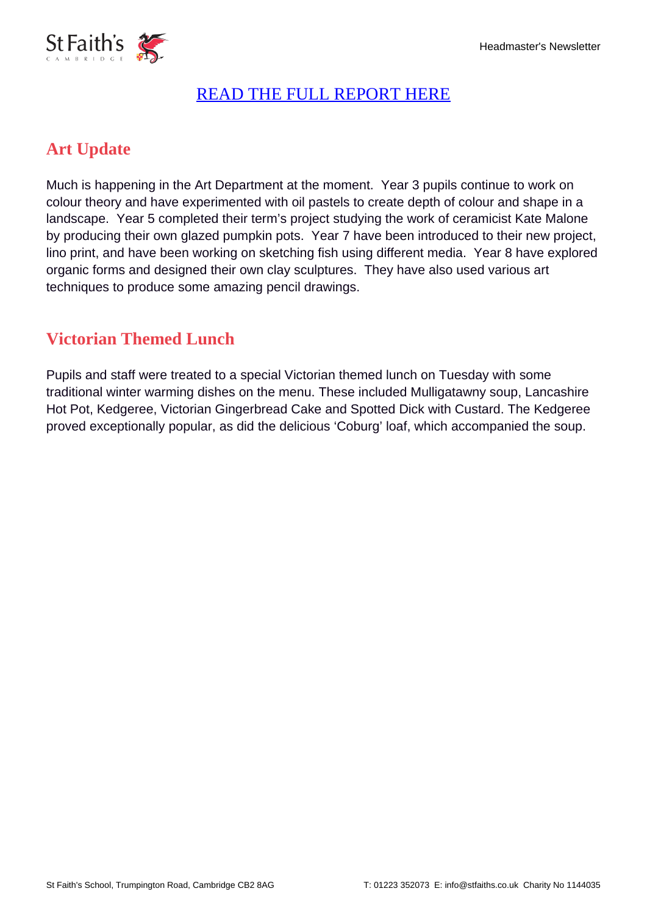READ THE FULL REPORT HERE

## Art Update

Much is happening in the Art Department at the moment.  Year 3 pupils continue to work on colour theory and have experimented with oil pastels to create depth of colour and shape in a landscape.  Year 5 completed their term's project studying the work of ceramicist Kate Malone by producing their own glazed pumpkin pots.  Year 7 have been introduced to their new project, lino print, and have been working on sketching fish using different media.  Year 8 have explored organic forms and designed their own clay sculptures.  They have also used various art techniques to produce some amazing pencil drawings.

## Victorian Themed Lunch

Pupils and staff were treated to a special Victorian themed lunch on Tuesday with some traditional winter warming dishes on the menu. These included Mulligatawny soup, Lancashire Hot Pot, Kedgeree, Victorian Gingerbread Cake and Spotted Dick with Custard. The Kedgeree proved exceptionally popular, as did the delicious 'Coburg' loaf, which accompanied the soup.